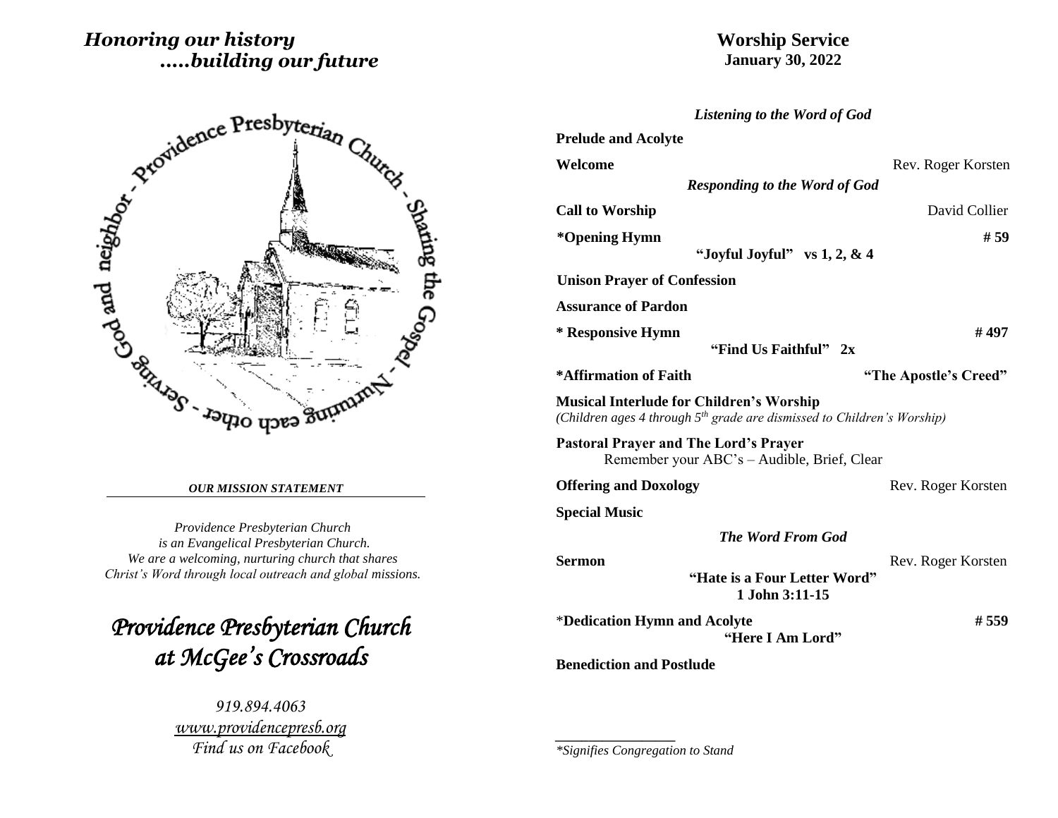*Honoring our history*
*.....building our future*

Providence Presbyterian Church - Sharing the Gospel - Nurturing each other - Serving God and neighbor

***OUR MISSION STATEMENT***

*Providence Presbyterian Church*
*is an Evangelical Presbyterian Church.*
*We are a welcoming, nurturing church that shares*
*Christ's Word through local outreach and global missions.*

# *Providence Presbyterian Church at McGee's Crossroads*

*919.894.4063*
*www.providencepresb.org*
*Find us on Facebook*

# Worship Service
## January 30, 2022

***Listening to the Word of God***

**Prelude and Acolyte**

**Welcome** — Rev. Roger Korsten

***Responding to the Word of God***

**Call to Worship** — David Collier

***Opening Hymn** — **# 59**
**"Joyful Joyful" vs 1, 2, & 4**

**Unison Prayer of Confession**

**Assurance of Pardon**

*** Responsive Hymn** — **# 497**
**"Find Us Faithful" 2x**

***Affirmation of Faith** — **"The Apostle's Creed"**

**Musical Interlude for Children's Worship**
*(Children ages 4 through 5th grade are dismissed to Children's Worship)*

**Pastoral Prayer and The Lord's Prayer**
Remember your ABC's – Audible, Brief, Clear

**Offering and Doxology** — Rev. Roger Korsten

**Special Music**

***The Word From God***

**Sermon** — Rev. Roger Korsten
**"Hate is a Four Letter Word"**
**1 John 3:11-15**

***Dedication Hymn and Acolyte** — **# 559**
**"Here I Am Lord"**

**Benediction and Postlude**

---

**Signifies Congregation to Stand*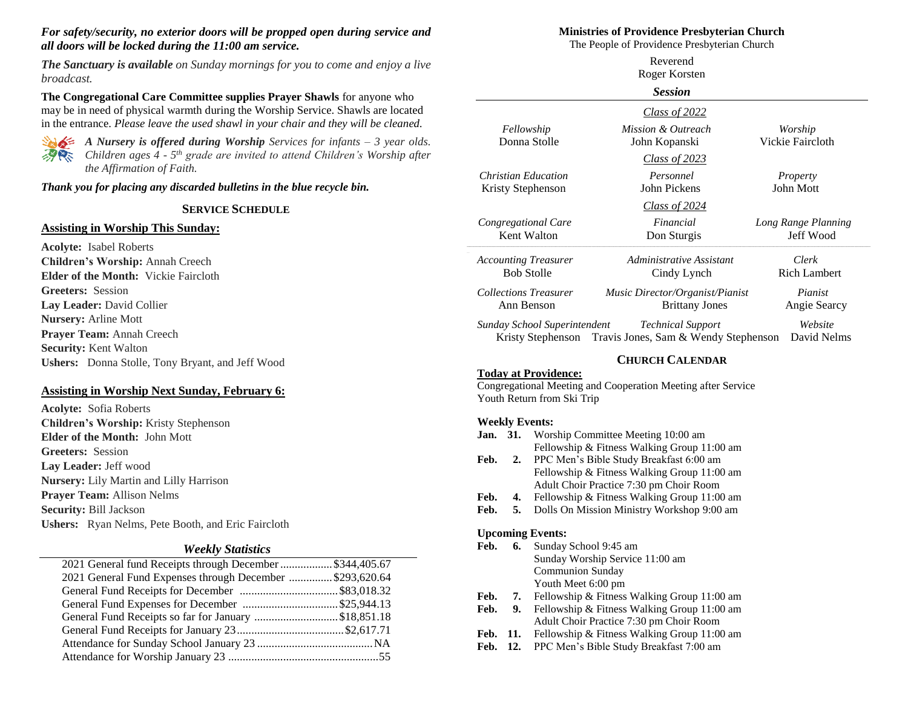***For safety/security, no exterior doors will be propped open during service and all doors will be locked during the 11:00 am service.***

***The Sanctuary is available** on Sunday mornings for you to come and enjoy a live broadcast.*

**The Congregational Care Committee supplies Prayer Shawls** for anyone who may be in need of physical warmth during the Worship Service. Shawls are located in the entrance. *Please leave the used shawl in your chair and they will be cleaned.*

***A Nursery is offered during Worship** Services for infants – 3 year olds. Children ages 4 - 5th grade are invited to attend Children's Worship after the Affirmation of Faith.*

***Thank you for placing any discarded bulletins in the blue recycle bin.***

## SERVICE SCHEDULE

### Assisting in Worship This Sunday:

**Acolyte:** Isabel Roberts
**Children's Worship:** Annah Creech
**Elder of the Month:** Vickie Faircloth
**Greeters:** Session
**Lay Leader:** David Collier
**Nursery:** Arline Mott
**Prayer Team:** Annah Creech
**Security:** Kent Walton
**Ushers:** Donna Stolle, Tony Bryant, and Jeff Wood

### Assisting in Worship Next Sunday, February 6:

**Acolyte:** Sofia Roberts
**Children's Worship:** Kristy Stephenson
**Elder of the Month:** John Mott
**Greeters:** Session
**Lay Leader:** Jeff wood
**Nursery:** Lily Martin and Lilly Harrison
**Prayer Team:** Allison Nelms
**Security:** Bill Jackson
**Ushers:** Ryan Nelms, Pete Booth, and Eric Faircloth

### *Weekly Statistics*

| | |
|---|---|
| 2021 General fund Receipts through December | $344,405.67 |
| 2021 General Fund Expenses through December | $293,620.64 |
| General Fund Receipts for December | $83,018.32 |
| General Fund Expenses for December | $25,944.13 |
| General Fund Receipts so far for January | $18,851.18 |
| General Fund Receipts for January 23 | $2,617.71 |
| Attendance for Sunday School January 23 | NA |
| Attendance for Worship January 23 | 55 |

## Ministries of Providence Presbyterian Church

The People of Providence Presbyterian Church

Reverend
Roger Korsten

### *Session*

*Class of 2022*

| | | |
|---|---|---|
| *Fellowship* | *Mission & Outreach* | *Worship* |
| Donna Stolle | John Kopanski | Vickie Faircloth |

*Class of 2023*

| | | |
|---|---|---|
| *Christian Education* | *Personnel* | *Property* |
| Kristy Stephenson | John Pickens | John Mott |

*Class of 2024*

| | | |
|---|---|---|
| *Congregational Care* | *Financial* | *Long Range Planning* |
| Kent Walton | Don Sturgis | Jeff Wood |

| | | |
|---|---|---|
| *Accounting Treasurer* | *Administrative Assistant* | *Clerk* |
| Bob Stolle | Cindy Lynch | Rich Lambert |
| *Collections Treasurer* | *Music Director/Organist/Pianist* | *Pianist* |
| Ann Benson | Brittany Jones | Angie Searcy |
| *Sunday School Superintendent* | *Technical Support* | *Website* |
| Kristy Stephenson | Travis Jones, Sam & Wendy Stephenson | David Nelms |

## CHURCH CALENDAR

**Today at Providence:**
Congregational Meeting and Cooperation Meeting after Service
Youth Return from Ski Trip

**Weekly Events:**

- **Jan. 31.** Worship Committee Meeting 10:00 am
  Fellowship & Fitness Walking Group 11:00 am
- **Feb. 2.** PPC Men's Bible Study Breakfast 6:00 am
  Fellowship & Fitness Walking Group 11:00 am
  Adult Choir Practice 7:30 pm Choir Room
- **Feb. 4.** Fellowship & Fitness Walking Group 11:00 am
- **Feb. 5.** Dolls On Mission Ministry Workshop 9:00 am

**Upcoming Events:**

- **Feb. 6.** Sunday School 9:45 am
  Sunday Worship Service 11:00 am
  Communion Sunday
  Youth Meet 6:00 pm
- **Feb. 7.** Fellowship & Fitness Walking Group 11:00 am
- **Feb. 9.** Fellowship & Fitness Walking Group 11:00 am
  Adult Choir Practice 7:30 pm Choir Room
- **Feb. 11.** Fellowship & Fitness Walking Group 11:00 am
- **Feb. 12.** PPC Men's Bible Study Breakfast 7:00 am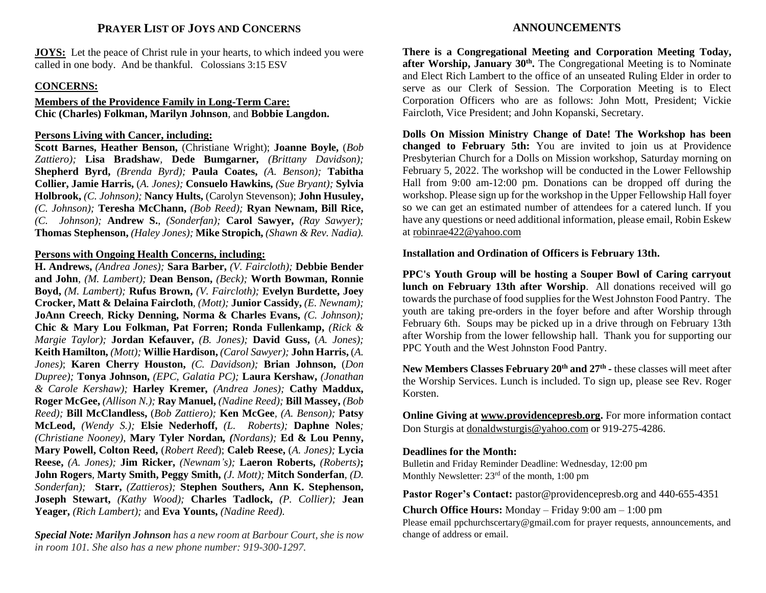## Prayer List of Joys and Concerns

**JOYS:** Let the peace of Christ rule in your hearts, to which indeed you were called in one body. And be thankful. Colossians 3:15 ESV

**CONCERNS:**

**Members of the Providence Family in Long-Term Care:**
**Chic (Charles) Folkman, Marilyn Johnson**, and **Bobbie Langdon.**

**Persons Living with Cancer, including:**
**Scott Barnes, Heather Benson,** (Christiane Wright); **Joanne Boyle,** (*Bob Zattiero);* **Lisa Bradshaw**, **Dede Bumgarner,** *(Brittany Davidson);* **Shepherd Byrd,** *(Brenda Byrd);* **Paula Coates,** *(A. Benson);* **Tabitha Collier, Jamie Harris,** (*A. Jones);* **Consuelo Hawkins,** *(Sue Bryant);* **Sylvia Holbrook,** *(C. Johnson);* **Nancy Hults,** (Carolyn Stevenson); **John Husuley,** *(C. Johnson);* **Teresha McChann,** *(Bob Reed);* **Ryan Newnam, Bill Rice,** *(C. Johnson);* **Andrew S.**, *(Sonderfan);* **Carol Sawyer,** *(Ray Sawyer);* **Thomas Stephenson,** *(Haley Jones);* **Mike Stropich,** *(Shawn & Rev. Nadia).*

**Persons with Ongoing Health Concerns, including:**
**H. Andrews,** *(Andrea Jones);* **Sara Barber,** *(V. Faircloth);* **Debbie Bender and John**, *(M. Lambert);* **Dean Benson,** *(Beck);* **Worth Bowman, Ronnie Boyd,** *(M. Lambert);* **Rufus Brown,** *(V. Faircloth);* **Evelyn Burdette, Joey Crocker, Matt & Delaina Faircloth**, *(Mott);* **Junior Cassidy,** *(E. Newnam);* **JoAnn Creech**, **Ricky Denning, Norma & Charles Evans,** *(C. Johnson);* **Chic & Mary Lou Folkman, Pat Forren; Ronda Fullenkamp,** *(Rick & Margie Taylor);* **Jordan Kefauver,** *(B. Jones);* **David Guss,** (*A. Jones);* **Keith Hamilton,** *(Mott);* **Willie Hardison,** *(Carol Sawyer);* **John Harris,** (*A. Jones)*; **Karen Cherry Houston,** *(C. Davidson);* **Brian Johnson,** (*Don Dupree);* **Tonya Johnson,** *(EPC, Galatia PC);* **Laura Kershaw,** *(Jonathan & Carole Kershaw);* **Harley Kremer,** *(Andrea Jones);* **Cathy Maddux, Roger McGee,** *(Allison N.);* **Ray Manuel,** *(Nadine Reed);* **Bill Massey,** *(Bob Reed);* **Bill McClandless,** (*Bob Zattiero);* **Ken McGee**, *(A. Benson);* **Patsy McLeod,** *(Wendy S.);* **Elsie Nederhoff,** *(L. Roberts);* **Daphne Noles***; (Christiane Nooney),* **Mary Tyler Nordan,** *(Nordans);* **Ed & Lou Penny, Mary Powell, Colton Reed,** (*Robert Reed*); **Caleb Reese,** (*A. Jones);* **Lycia Reese,** *(A. Jones);* **Jim Ricker,** *(Newnam's);* **Laeron Roberts,** *(Roberts)***; John Rogers**, **Marty Smith, Peggy Smith,** *(J. Mott);* **Mitch Sonderfan**, *(D. Sonderfan);* **Starr,** *(Zattieros);* **Stephen Southers, Ann K. Stephenson, Joseph Stewart,** *(Kathy Wood);* **Charles Tadlock,** *(P. Collier);* **Jean Yeager,** *(Rich Lambert);* and **Eva Younts,** *(Nadine Reed).*

***Special Note: Marilyn Johnson*** *has a new room at Barbour Court, she is now in room 101. She also has a new phone number: 919-300-1297.*

## Announcements

**There is a Congregational Meeting and Corporation Meeting Today, after Worship, January 30th.** The Congregational Meeting is to Nominate and Elect Rich Lambert to the office of an unseated Ruling Elder in order to serve as our Clerk of Session. The Corporation Meeting is to Elect Corporation Officers who are as follows: John Mott, President; Vickie Faircloth, Vice President; and John Kopanski, Secretary.

**Dolls On Mission Ministry Change of Date! The Workshop has been changed to February 5th:** You are invited to join us at Providence Presbyterian Church for a Dolls on Mission workshop, Saturday morning on February 5, 2022. The workshop will be conducted in the Lower Fellowship Hall from 9:00 am-12:00 pm. Donations can be dropped off during the workshop. Please sign up for the workshop in the Upper Fellowship Hall foyer so we can get an estimated number of attendees for a catered lunch. If you have any questions or need additional information, please email, Robin Eskew at robinrae422@yahoo.com

**Installation and Ordination of Officers is February 13th.**

**PPC's Youth Group will be hosting a Souper Bowl of Caring carryout lunch on February 13th after Worship**. All donations received will go towards the purchase of food supplies for the West Johnston Food Pantry. The youth are taking pre-orders in the foyer before and after Worship through February 6th. Soups may be picked up in a drive through on February 13th after Worship from the lower fellowship hall. Thank you for supporting our PPC Youth and the West Johnston Food Pantry.

**New Members Classes February 20th and 27th -** these classes will meet after the Worship Services. Lunch is included. To sign up, please see Rev. Roger Korsten.

**Online Giving at www.providencepresb.org.** For more information contact Don Sturgis at donaldwsturgis@yahoo.com or 919-275-4286.

**Deadlines for the Month:**
Bulletin and Friday Reminder Deadline: Wednesday, 12:00 pm
Monthly Newsletter: 23rd of the month, 1:00 pm

**Pastor Roger's Contact:** pastor@providencepresb.org and 440-655-4351

**Church Office Hours:** Monday – Friday 9:00 am – 1:00 pm
Please email ppchurchscertary@gmail.com for prayer requests, announcements, and change of address or email.